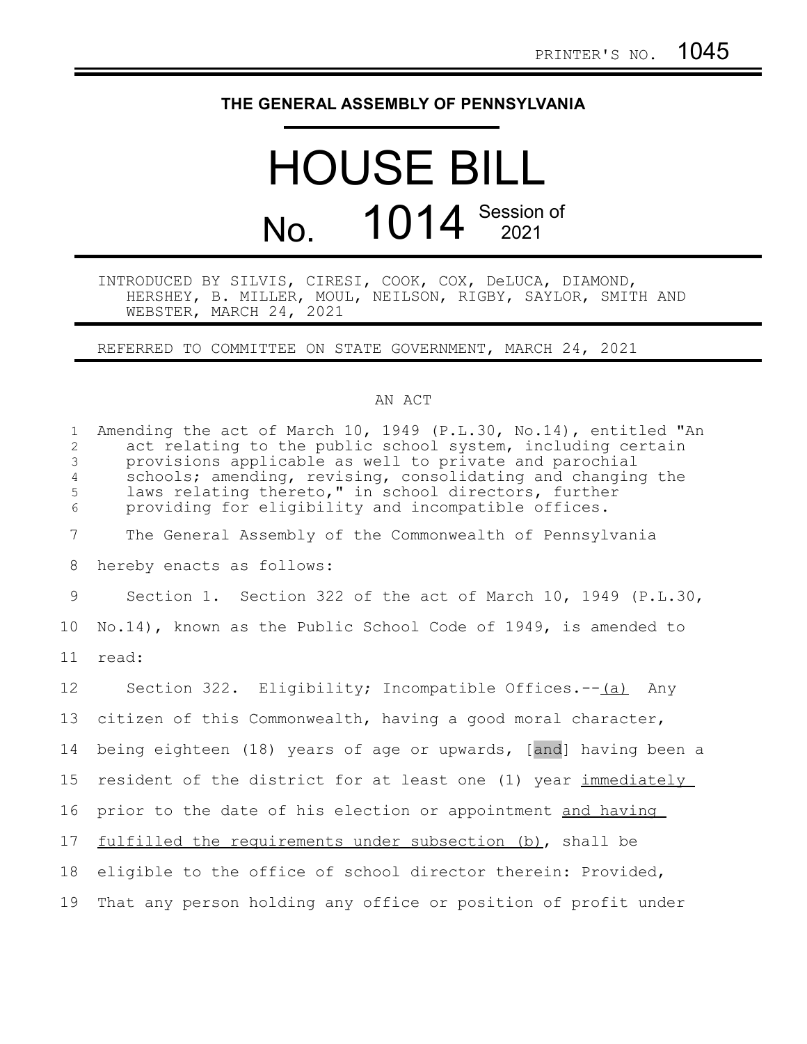PRINTER'S NO. 1045

# THE GENERAL ASSEMBLY OF PENNSYLVANIA

# HOUSE BILL

## No. 1014 Session of 2021

INTRODUCED BY SILVIS, CIRESI, COOK, COX, DeLUCA, DIAMOND, HERSHEY, B. MILLER, MOUL, NEILSON, RIGBY, SAYLOR, SMITH AND WEBSTER, MARCH 24, 2021

REFERRED TO COMMITTEE ON STATE GOVERNMENT, MARCH 24, 2021

AN ACT

Amending the act of March 10, 1949 (P.L.30, No.14), entitled "An act relating to the public school system, including certain provisions applicable as well to private and parochial schools; amending, revising, consolidating and changing the laws relating thereto," in school directors, further providing for eligibility and incompatible offices.

The General Assembly of the Commonwealth of Pennsylvania hereby enacts as follows:

Section 1. Section 322 of the act of March 10, 1949 (P.L.30, No.14), known as the Public School Code of 1949, is amended to read:

Section 322. Eligibility; Incompatible Offices.--<u>(a)</u> Any citizen of this Commonwealth, having a good moral character, being eighteen (18) years of age or upwards, [and] having been a resident of the district for at least one (1) year <u>immediately</u> prior to the date of his election or appointment <u>and having fulfilled the requirements under subsection (b)</u>, shall be eligible to the office of school director therein: Provided, That any person holding any office or position of profit under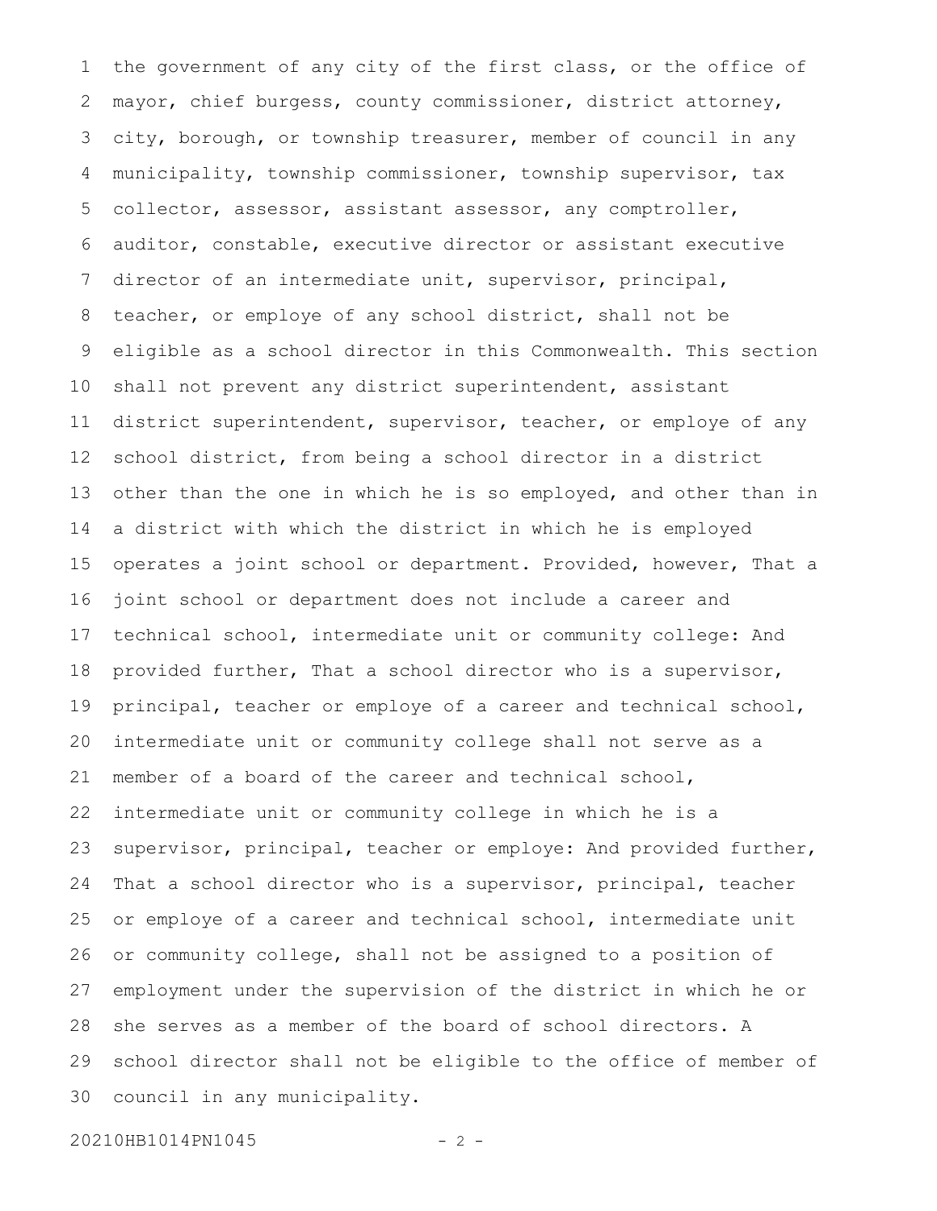the government of any city of the first class, or the office of mayor, chief burgess, county commissioner, district attorney, city, borough, or township treasurer, member of council in any municipality, township commissioner, township supervisor, tax collector, assessor, assistant assessor, any comptroller, auditor, constable, executive director or assistant executive director of an intermediate unit, supervisor, principal, teacher, or employe of any school district, shall not be eligible as a school director in this Commonwealth. This section shall not prevent any district superintendent, assistant district superintendent, supervisor, teacher, or employe of any school district, from being a school director in a district other than the one in which he is so employed, and other than in a district with which the district in which he is employed operates a joint school or department. Provided, however, That a joint school or department does not include a career and technical school, intermediate unit or community college: And provided further, That a school director who is a supervisor, principal, teacher or employe of a career and technical school, intermediate unit or community college shall not serve as a member of a board of the career and technical school, intermediate unit or community college in which he is a supervisor, principal, teacher or employe: And provided further, That a school director who is a supervisor, principal, teacher or employe of a career and technical school, intermediate unit or community college, shall not be assigned to a position of employment under the supervision of the district in which he or she serves as a member of the board of school directors. A school director shall not be eligible to the office of member of council in any municipality.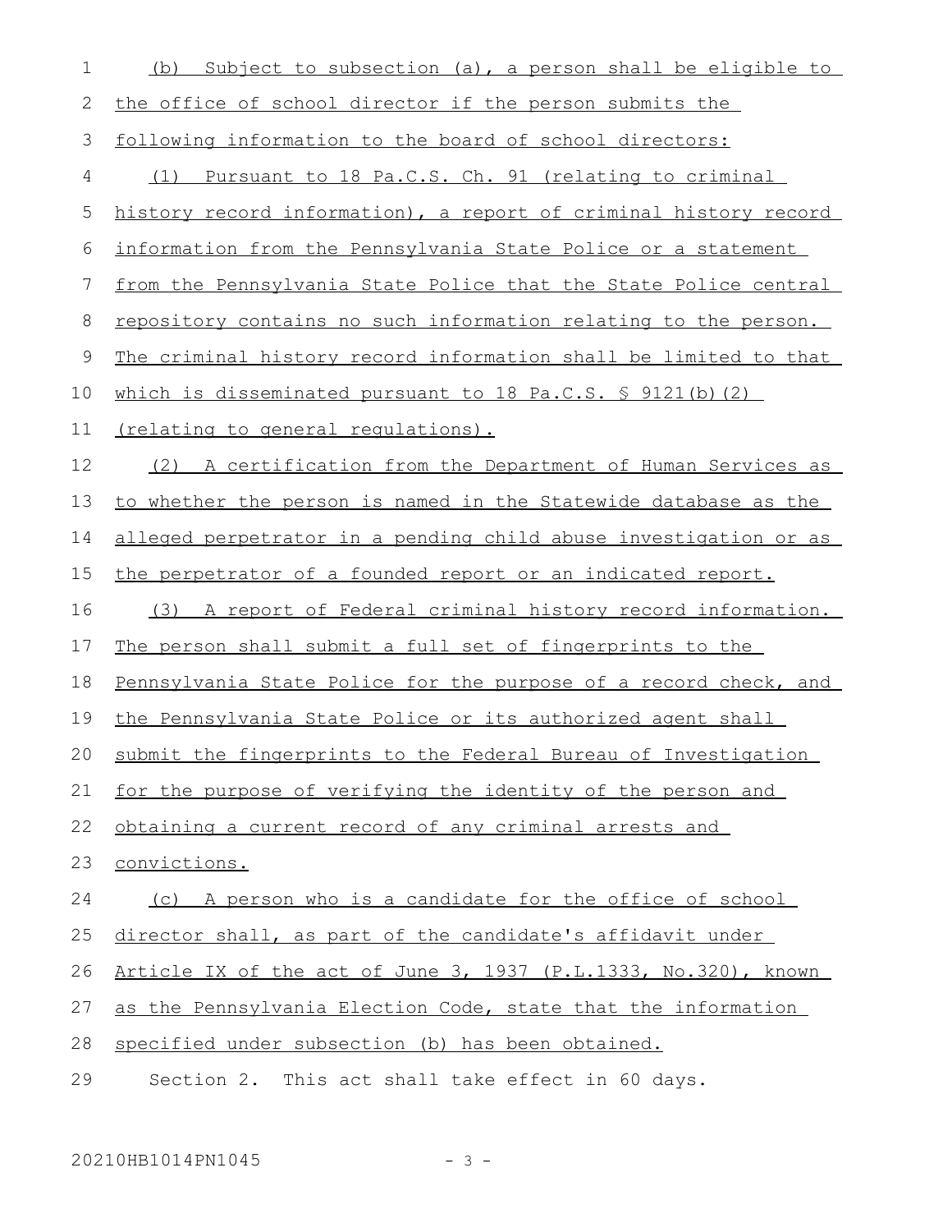(b) Subject to subsection (a), a person shall be eligible to the office of school director if the person submits the following information to the board of school directors:

(1) Pursuant to 18 Pa.C.S. Ch. 91 (relating to criminal history record information), a report of criminal history record information from the Pennsylvania State Police or a statement from the Pennsylvania State Police that the State Police central repository contains no such information relating to the person. The criminal history record information shall be limited to that which is disseminated pursuant to 18 Pa.C.S. § 9121(b)(2) (relating to general regulations).

(2) A certification from the Department of Human Services as to whether the person is named in the Statewide database as the alleged perpetrator in a pending child abuse investigation or as the perpetrator of a founded report or an indicated report.

(3) A report of Federal criminal history record information. The person shall submit a full set of fingerprints to the Pennsylvania State Police for the purpose of a record check, and the Pennsylvania State Police or its authorized agent shall submit the fingerprints to the Federal Bureau of Investigation for the purpose of verifying the identity of the person and obtaining a current record of any criminal arrests and convictions.

(c) A person who is a candidate for the office of school director shall, as part of the candidate's affidavit under Article IX of the act of June 3, 1937 (P.L.1333, No.320), known as the Pennsylvania Election Code, state that the information specified under subsection (b) has been obtained.

Section 2. This act shall take effect in 60 days.